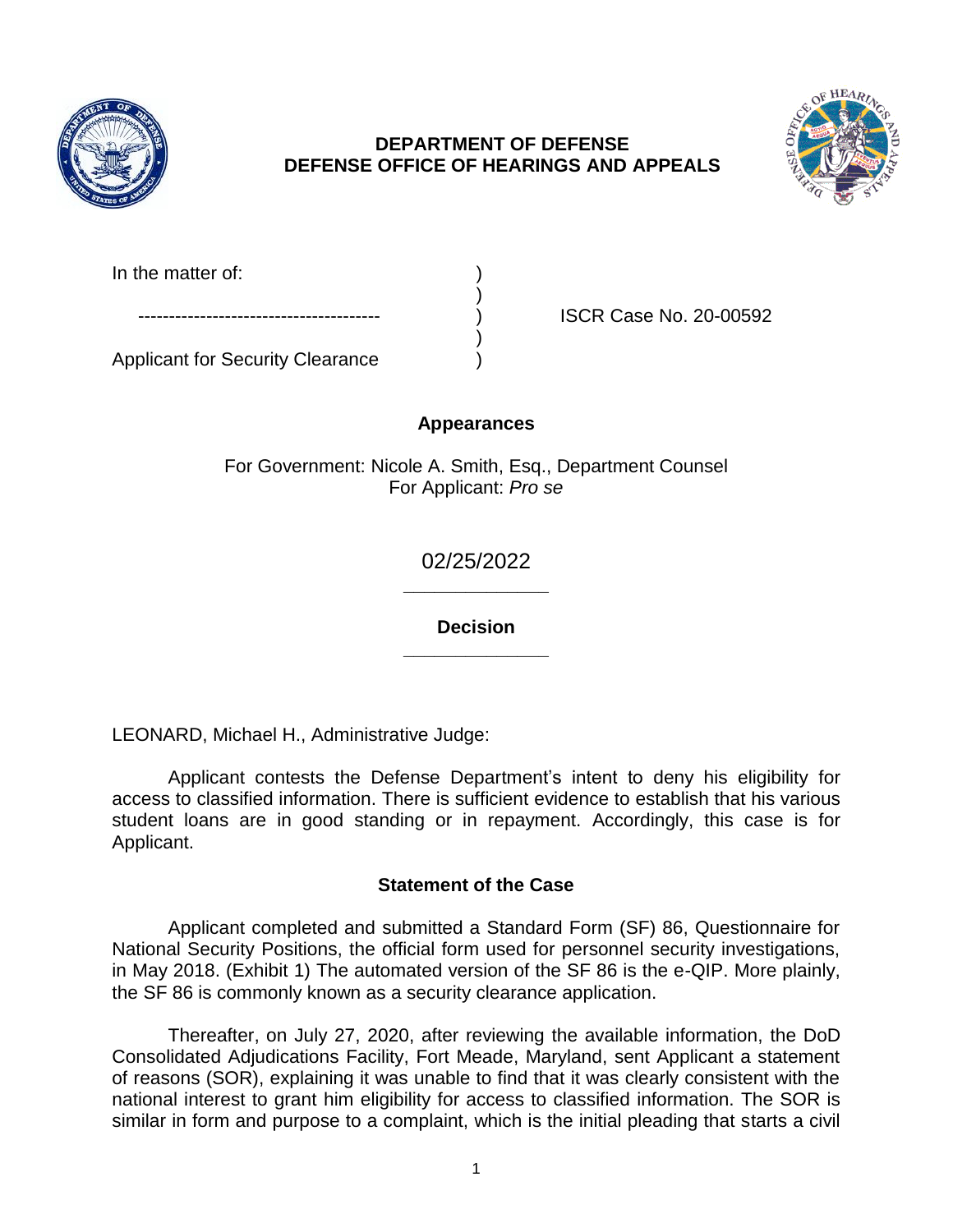**DEPARTMENT OF DEFENSE**
**DEFENSE OFFICE OF HEARINGS AND APPEALS**

| | | |
|---|---|---|
| In the matter of: | ) | |
| | ) | |
| --------------------------------------- | ) | ISCR Case No. 20-00592 |
| | ) | |
| Applicant for Security Clearance | ) | |

**Appearances**

For Government: Nicole A. Smith, Esq., Department Counsel
For Applicant: *Pro se*

02/25/2022

______________

**Decision**

______________

LEONARD, Michael H., Administrative Judge:

Applicant contests the Defense Department's intent to deny his eligibility for access to classified information. There is sufficient evidence to establish that his various student loans are in good standing or in repayment. Accordingly, this case is for Applicant.

## Statement of the Case

Applicant completed and submitted a Standard Form (SF) 86, Questionnaire for National Security Positions, the official form used for personnel security investigations, in May 2018. (Exhibit 1) The automated version of the SF 86 is the e-QIP. More plainly, the SF 86 is commonly known as a security clearance application.

Thereafter, on July 27, 2020, after reviewing the available information, the DoD Consolidated Adjudications Facility, Fort Meade, Maryland, sent Applicant a statement of reasons (SOR), explaining it was unable to find that it was clearly consistent with the national interest to grant him eligibility for access to classified information. The SOR is similar in form and purpose to a complaint, which is the initial pleading that starts a civil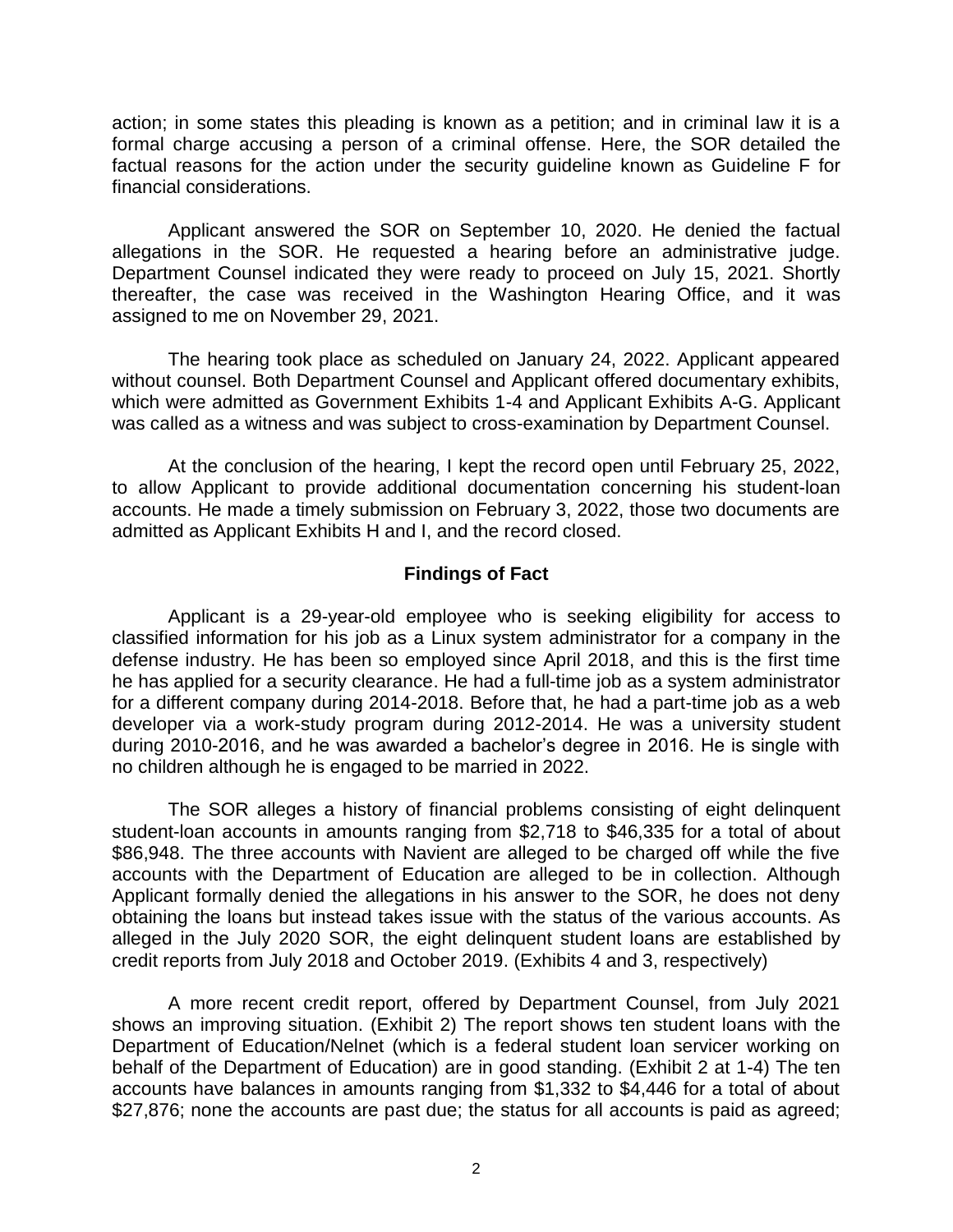action; in some states this pleading is known as a petition; and in criminal law it is a formal charge accusing a person of a criminal offense. Here, the SOR detailed the factual reasons for the action under the security guideline known as Guideline F for financial considerations.

Applicant answered the SOR on September 10, 2020. He denied the factual allegations in the SOR. He requested a hearing before an administrative judge. Department Counsel indicated they were ready to proceed on July 15, 2021. Shortly thereafter, the case was received in the Washington Hearing Office, and it was assigned to me on November 29, 2021.

The hearing took place as scheduled on January 24, 2022. Applicant appeared without counsel. Both Department Counsel and Applicant offered documentary exhibits, which were admitted as Government Exhibits 1-4 and Applicant Exhibits A-G. Applicant was called as a witness and was subject to cross-examination by Department Counsel.

At the conclusion of the hearing, I kept the record open until February 25, 2022, to allow Applicant to provide additional documentation concerning his student-loan accounts. He made a timely submission on February 3, 2022, those two documents are admitted as Applicant Exhibits H and I, and the record closed.

## Findings of Fact

Applicant is a 29-year-old employee who is seeking eligibility for access to classified information for his job as a Linux system administrator for a company in the defense industry. He has been so employed since April 2018, and this is the first time he has applied for a security clearance. He had a full-time job as a system administrator for a different company during 2014-2018. Before that, he had a part-time job as a web developer via a work-study program during 2012-2014. He was a university student during 2010-2016, and he was awarded a bachelor's degree in 2016. He is single with no children although he is engaged to be married in 2022.

The SOR alleges a history of financial problems consisting of eight delinquent student-loan accounts in amounts ranging from $2,718 to $46,335 for a total of about $86,948. The three accounts with Navient are alleged to be charged off while the five accounts with the Department of Education are alleged to be in collection. Although Applicant formally denied the allegations in his answer to the SOR, he does not deny obtaining the loans but instead takes issue with the status of the various accounts. As alleged in the July 2020 SOR, the eight delinquent student loans are established by credit reports from July 2018 and October 2019. (Exhibits 4 and 3, respectively)

A more recent credit report, offered by Department Counsel, from July 2021 shows an improving situation. (Exhibit 2) The report shows ten student loans with the Department of Education/Nelnet (which is a federal student loan servicer working on behalf of the Department of Education) are in good standing. (Exhibit 2 at 1-4) The ten accounts have balances in amounts ranging from $1,332 to $4,446 for a total of about $27,876; none the accounts are past due; the status for all accounts is paid as agreed;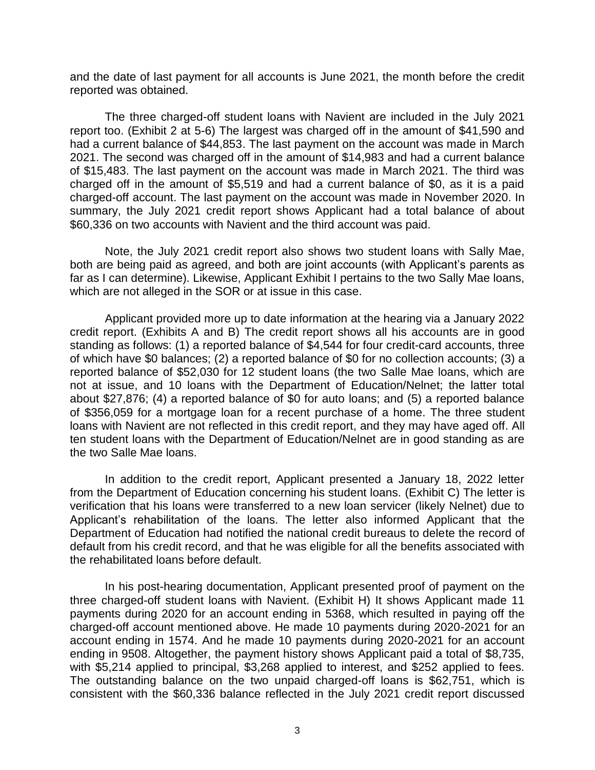and the date of last payment for all accounts is June 2021, the month before the credit reported was obtained.

The three charged-off student loans with Navient are included in the July 2021 report too. (Exhibit 2 at 5-6) The largest was charged off in the amount of $41,590 and had a current balance of $44,853. The last payment on the account was made in March 2021. The second was charged off in the amount of $14,983 and had a current balance of $15,483. The last payment on the account was made in March 2021. The third was charged off in the amount of $5,519 and had a current balance of $0, as it is a paid charged-off account. The last payment on the account was made in November 2020. In summary, the July 2021 credit report shows Applicant had a total balance of about $60,336 on two accounts with Navient and the third account was paid.

Note, the July 2021 credit report also shows two student loans with Sally Mae, both are being paid as agreed, and both are joint accounts (with Applicant's parents as far as I can determine). Likewise, Applicant Exhibit I pertains to the two Sally Mae loans, which are not alleged in the SOR or at issue in this case.

Applicant provided more up to date information at the hearing via a January 2022 credit report. (Exhibits A and B) The credit report shows all his accounts are in good standing as follows: (1) a reported balance of $4,544 for four credit-card accounts, three of which have $0 balances; (2) a reported balance of $0 for no collection accounts; (3) a reported balance of $52,030 for 12 student loans (the two Salle Mae loans, which are not at issue, and 10 loans with the Department of Education/Nelnet; the latter total about $27,876; (4) a reported balance of $0 for auto loans; and (5) a reported balance of $356,059 for a mortgage loan for a recent purchase of a home. The three student loans with Navient are not reflected in this credit report, and they may have aged off. All ten student loans with the Department of Education/Nelnet are in good standing as are the two Salle Mae loans.

In addition to the credit report, Applicant presented a January 18, 2022 letter from the Department of Education concerning his student loans. (Exhibit C) The letter is verification that his loans were transferred to a new loan servicer (likely Nelnet) due to Applicant's rehabilitation of the loans. The letter also informed Applicant that the Department of Education had notified the national credit bureaus to delete the record of default from his credit record, and that he was eligible for all the benefits associated with the rehabilitated loans before default.

In his post-hearing documentation, Applicant presented proof of payment on the three charged-off student loans with Navient. (Exhibit H) It shows Applicant made 11 payments during 2020 for an account ending in 5368, which resulted in paying off the charged-off account mentioned above. He made 10 payments during 2020-2021 for an account ending in 1574. And he made 10 payments during 2020-2021 for an account ending in 9508. Altogether, the payment history shows Applicant paid a total of $8,735, with $5,214 applied to principal, $3,268 applied to interest, and $252 applied to fees. The outstanding balance on the two unpaid charged-off loans is $62,751, which is consistent with the $60,336 balance reflected in the July 2021 credit report discussed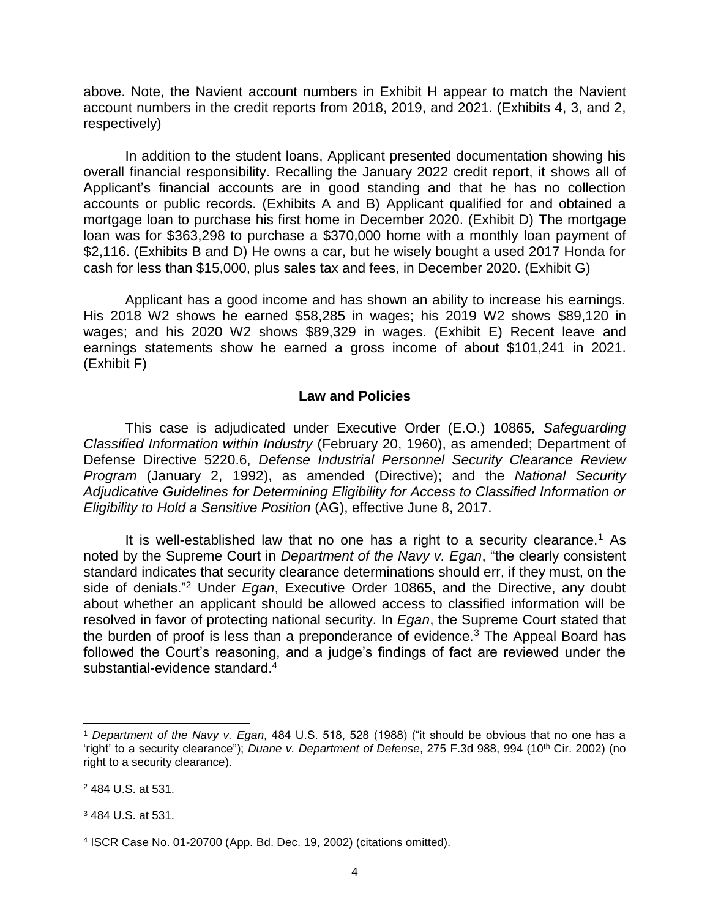above. Note, the Navient account numbers in Exhibit H appear to match the Navient account numbers in the credit reports from 2018, 2019, and 2021. (Exhibits 4, 3, and 2, respectively)

In addition to the student loans, Applicant presented documentation showing his overall financial responsibility. Recalling the January 2022 credit report, it shows all of Applicant's financial accounts are in good standing and that he has no collection accounts or public records. (Exhibits A and B) Applicant qualified for and obtained a mortgage loan to purchase his first home in December 2020. (Exhibit D) The mortgage loan was for $363,298 to purchase a $370,000 home with a monthly loan payment of $2,116. (Exhibits B and D) He owns a car, but he wisely bought a used 2017 Honda for cash for less than $15,000, plus sales tax and fees, in December 2020. (Exhibit G)

Applicant has a good income and has shown an ability to increase his earnings. His 2018 W2 shows he earned $58,285 in wages; his 2019 W2 shows $89,120 in wages; and his 2020 W2 shows $89,329 in wages. (Exhibit E) Recent leave and earnings statements show he earned a gross income of about $101,241 in 2021. (Exhibit F)

## Law and Policies

This case is adjudicated under Executive Order (E.O.) 10865*, Safeguarding Classified Information within Industry* (February 20, 1960), as amended; Department of Defense Directive 5220.6, *Defense Industrial Personnel Security Clearance Review Program* (January 2, 1992), as amended (Directive); and the *National Security Adjudicative Guidelines for Determining Eligibility for Access to Classified Information or Eligibility to Hold a Sensitive Position* (AG), effective June 8, 2017.

It is well-established law that no one has a right to a security clearance.[1] As noted by the Supreme Court in *Department of the Navy v. Egan*, "the clearly consistent standard indicates that security clearance determinations should err, if they must, on the side of denials."[2] Under *Egan*, Executive Order 10865, and the Directive, any doubt about whether an applicant should be allowed access to classified information will be resolved in favor of protecting national security. In *Egan*, the Supreme Court stated that the burden of proof is less than a preponderance of evidence.[3] The Appeal Board has followed the Court's reasoning, and a judge's findings of fact are reviewed under the substantial-evidence standard.[4]

---

[1] *Department of the Navy v. Egan*, 484 U.S. 518, 528 (1988) ("it should be obvious that no one has a 'right' to a security clearance"); *Duane v. Department of Defense*, 275 F.3d 988, 994 (10th Cir. 2002) (no right to a security clearance).

[2] 484 U.S. at 531.

[3] 484 U.S. at 531.

[4] ISCR Case No. 01-20700 (App. Bd. Dec. 19, 2002) (citations omitted).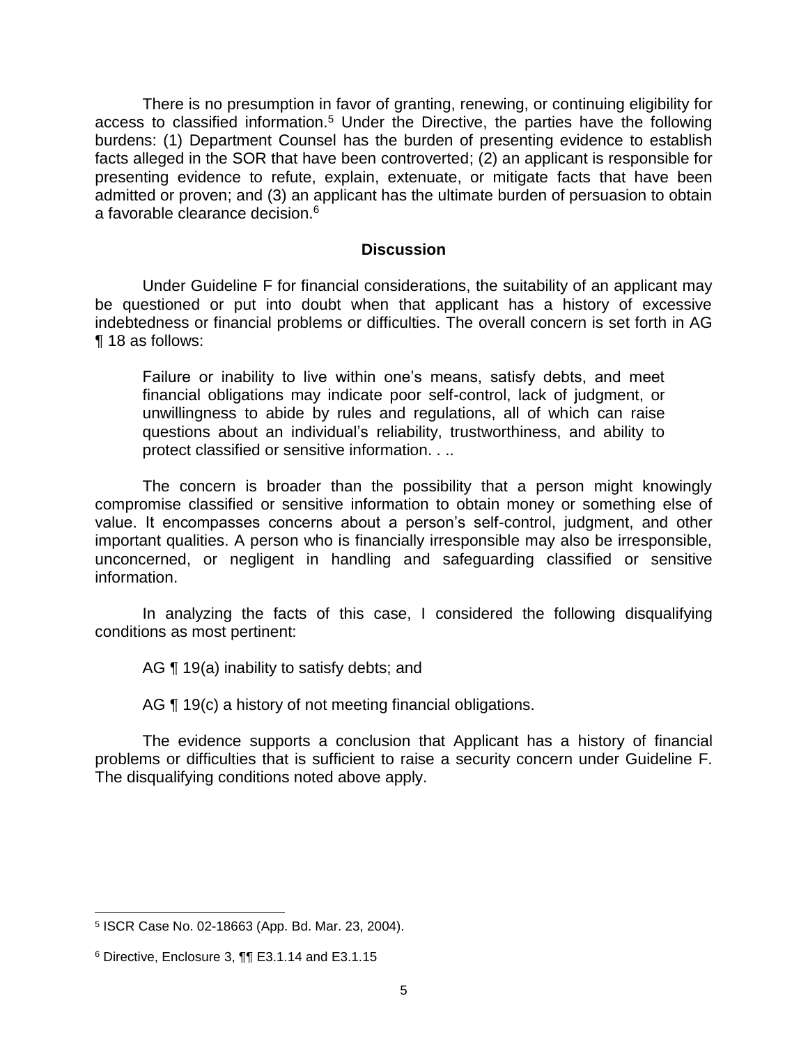There is no presumption in favor of granting, renewing, or continuing eligibility for access to classified information.[5] Under the Directive, the parties have the following burdens: (1) Department Counsel has the burden of presenting evidence to establish facts alleged in the SOR that have been controverted; (2) an applicant is responsible for presenting evidence to refute, explain, extenuate, or mitigate facts that have been admitted or proven; and (3) an applicant has the ultimate burden of persuasion to obtain a favorable clearance decision.[6]

## Discussion

Under Guideline F for financial considerations, the suitability of an applicant may be questioned or put into doubt when that applicant has a history of excessive indebtedness or financial problems or difficulties. The overall concern is set forth in AG ¶ 18 as follows:

> Failure or inability to live within one's means, satisfy debts, and meet financial obligations may indicate poor self-control, lack of judgment, or unwillingness to abide by rules and regulations, all of which can raise questions about an individual's reliability, trustworthiness, and ability to protect classified or sensitive information. . ..

The concern is broader than the possibility that a person might knowingly compromise classified or sensitive information to obtain money or something else of value. It encompasses concerns about a person's self-control, judgment, and other important qualities. A person who is financially irresponsible may also be irresponsible, unconcerned, or negligent in handling and safeguarding classified or sensitive information.

In analyzing the facts of this case, I considered the following disqualifying conditions as most pertinent:

AG ¶ 19(a) inability to satisfy debts; and

AG ¶ 19(c) a history of not meeting financial obligations.

The evidence supports a conclusion that Applicant has a history of financial problems or difficulties that is sufficient to raise a security concern under Guideline F. The disqualifying conditions noted above apply.

---

[5] ISCR Case No. 02-18663 (App. Bd. Mar. 23, 2004).

[6] Directive, Enclosure 3, ¶¶ E3.1.14 and E3.1.15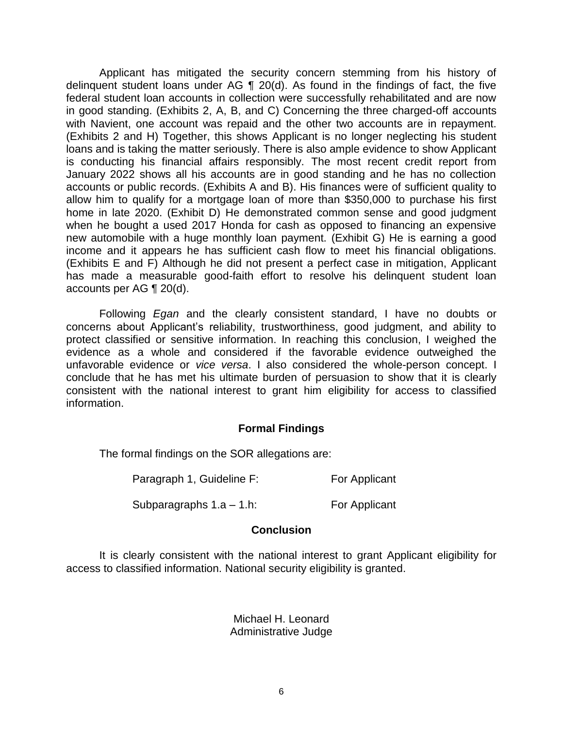Applicant has mitigated the security concern stemming from his history of delinquent student loans under AG ¶ 20(d). As found in the findings of fact, the five federal student loan accounts in collection were successfully rehabilitated and are now in good standing. (Exhibits 2, A, B, and C) Concerning the three charged-off accounts with Navient, one account was repaid and the other two accounts are in repayment. (Exhibits 2 and H) Together, this shows Applicant is no longer neglecting his student loans and is taking the matter seriously. There is also ample evidence to show Applicant is conducting his financial affairs responsibly. The most recent credit report from January 2022 shows all his accounts are in good standing and he has no collection accounts or public records. (Exhibits A and B). His finances were of sufficient quality to allow him to qualify for a mortgage loan of more than $350,000 to purchase his first home in late 2020. (Exhibit D) He demonstrated common sense and good judgment when he bought a used 2017 Honda for cash as opposed to financing an expensive new automobile with a huge monthly loan payment. (Exhibit G) He is earning a good income and it appears he has sufficient cash flow to meet his financial obligations. (Exhibits E and F) Although he did not present a perfect case in mitigation, Applicant has made a measurable good-faith effort to resolve his delinquent student loan accounts per AG ¶ 20(d).

Following *Egan* and the clearly consistent standard, I have no doubts or concerns about Applicant's reliability, trustworthiness, good judgment, and ability to protect classified or sensitive information. In reaching this conclusion, I weighed the evidence as a whole and considered if the favorable evidence outweighed the unfavorable evidence or *vice versa*. I also considered the whole-person concept. I conclude that he has met his ultimate burden of persuasion to show that it is clearly consistent with the national interest to grant him eligibility for access to classified information.

## Formal Findings

The formal findings on the SOR allegations are:

| | |
|---|---|
| Paragraph 1, Guideline F: | For Applicant |
| Subparagraphs 1.a – 1.h: | For Applicant |

## Conclusion

It is clearly consistent with the national interest to grant Applicant eligibility for access to classified information. National security eligibility is granted.

Michael H. Leonard
Administrative Judge